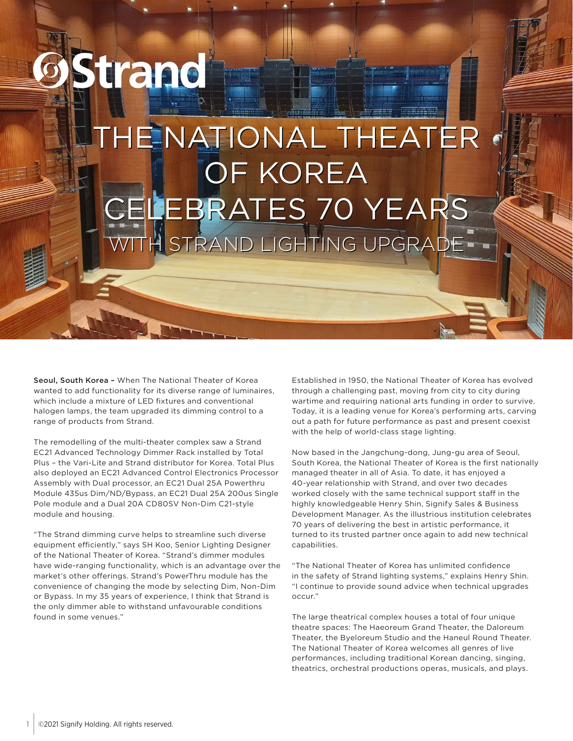# THE NATIONAL THEATER OF KOREA CELEBRATES 70 YEARS

## WITH STRAND LIGHTING UPGRADE

**Seoul, South Korea –** When The National Theater of Korea wanted to add functionality for its diverse range of luminaires, which include a mixture of LED fixtures and conventional halogen lamps, the team upgraded its dimming control to a range of products from Strand.

The remodelling of the multi-theater complex saw a Strand EC21 Advanced Technology Dimmer Rack installed by Total Plus – the Vari-Lite and Strand distributor for Korea. Total Plus also deployed an EC21 Advanced Control Electronics Processor Assembly with Dual processor, an EC21 Dual 25A Powerthru Module 435us Dim/ND/Bypass, an EC21 Dual 25A 200us Single Pole module and a Dual 20A CD80SV Non-Dim C21-style module and housing.

"The Strand dimming curve helps to streamline such diverse equipment efficiently," says SH Koo, Senior Lighting Designer of the National Theater of Korea. "Strand's dimmer modules have wide-ranging functionality, which is an advantage over the market's other offerings. Strand's PowerThru module has the convenience of changing the mode by selecting Dim, Non-Dim or Bypass. In my 35 years of experience, I think that Strand is the only dimmer able to withstand unfavourable conditions found in some venues."

Established in 1950, the National Theater of Korea has evolved through a challenging past, moving from city to city during wartime and requiring national arts funding in order to survive. Today, it is a leading venue for Korea's performing arts, carving out a path for future performance as past and present coexist with the help of world-class stage lighting.

Now based in the Jangchung-dong, Jung-gu area of Seoul, South Korea, the National Theater of Korea is the first nationally managed theater in all of Asia. To date, it has enjoyed a 40-year relationship with Strand, and over two decades worked closely with the same technical support staff in the highly knowledgeable Henry Shin, Signify Sales & Business Development Manager. As the illustrious institution celebrates 70 years of delivering the best in artistic performance, it turned to its trusted partner once again to add new technical capabilities.

"The National Theater of Korea has unlimited confidence in the safety of Strand lighting systems," explains Henry Shin. "I continue to provide sound advice when technical upgrades occur."

The large theatrical complex houses a total of four unique theatre spaces: The Haeoreum Grand Theater, the Daloreum Theater, the Byeloreum Studio and the Haneul Round Theater. The National Theater of Korea welcomes all genres of live performances, including traditional Korean dancing, singing, theatrics, orchestral productions operas, musicals, and plays.

©2021 Signify Holding. All rights reserved.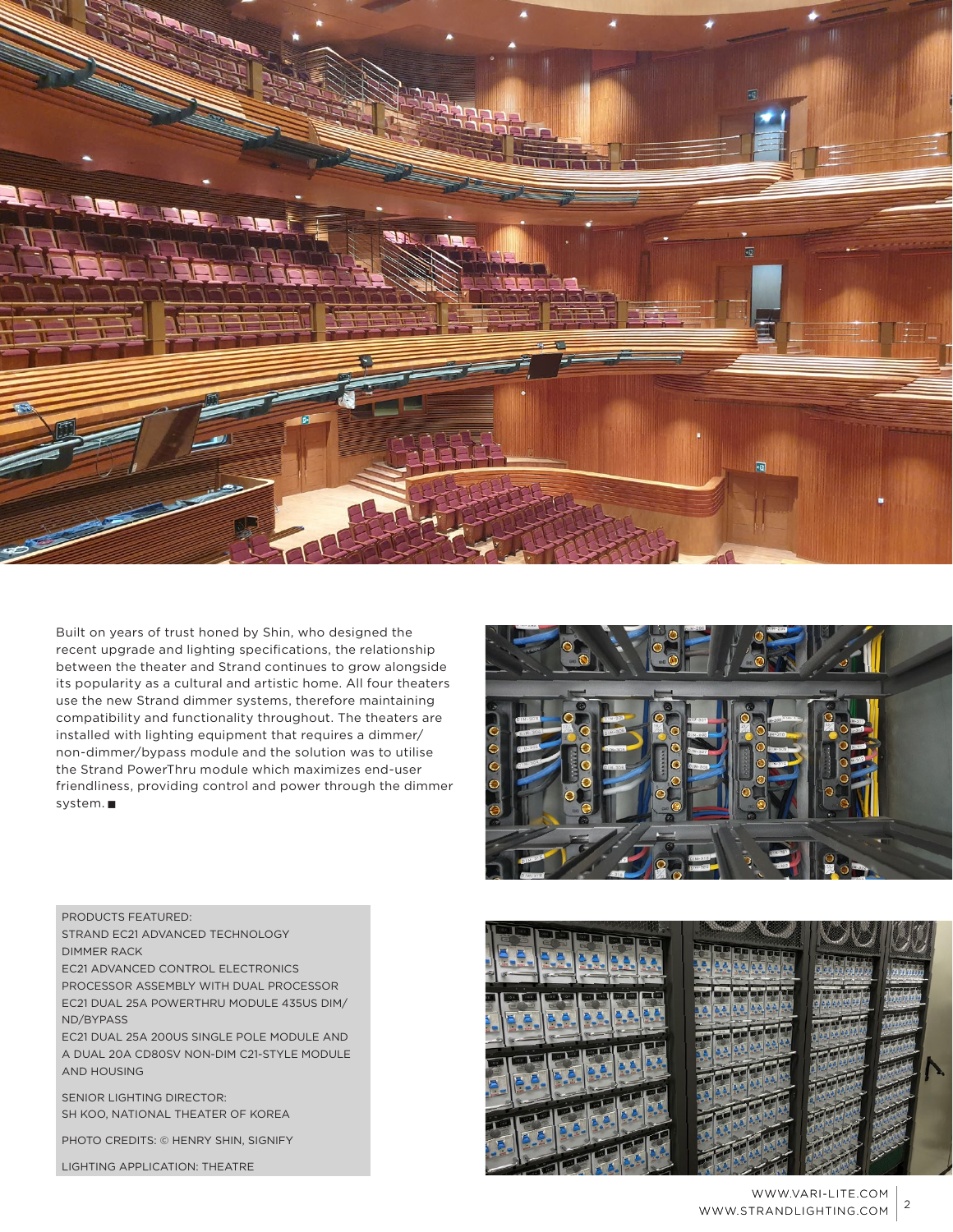Built on years of trust honed by Shin, who designed the recent upgrade and lighting specifications, the relationship between the theater and Strand continues to grow alongside its popularity as a cultural and artistic home. All four theaters use the new Strand dimmer systems, therefore maintaining compatibility and functionality throughout. The theaters are installed with lighting equipment that requires a dimmer/non-dimmer/bypass module and the solution was to utilise the Strand PowerThru module which maximizes end-user friendliness, providing control and power through the dimmer system. ■

PRODUCTS FEATURED:
STRAND EC21 ADVANCED TECHNOLOGY DIMMER RACK
EC21 ADVANCED CONTROL ELECTRONICS PROCESSOR ASSEMBLY WITH DUAL PROCESSOR
EC21 DUAL 25A POWERTHRU MODULE 435US DIM/ND/BYPASS
EC21 DUAL 25A 200US SINGLE POLE MODULE AND A DUAL 20A CD80SV NON-DIM C21-STYLE MODULE AND HOUSING

SENIOR LIGHTING DIRECTOR:
SH KOO, NATIONAL THEATER OF KOREA

PHOTO CREDITS: © HENRY SHIN, SIGNIFY

LIGHTING APPLICATION: THEATRE

WWW.VARI-LITE.COM
WWW.STRANDLIGHTING.COM